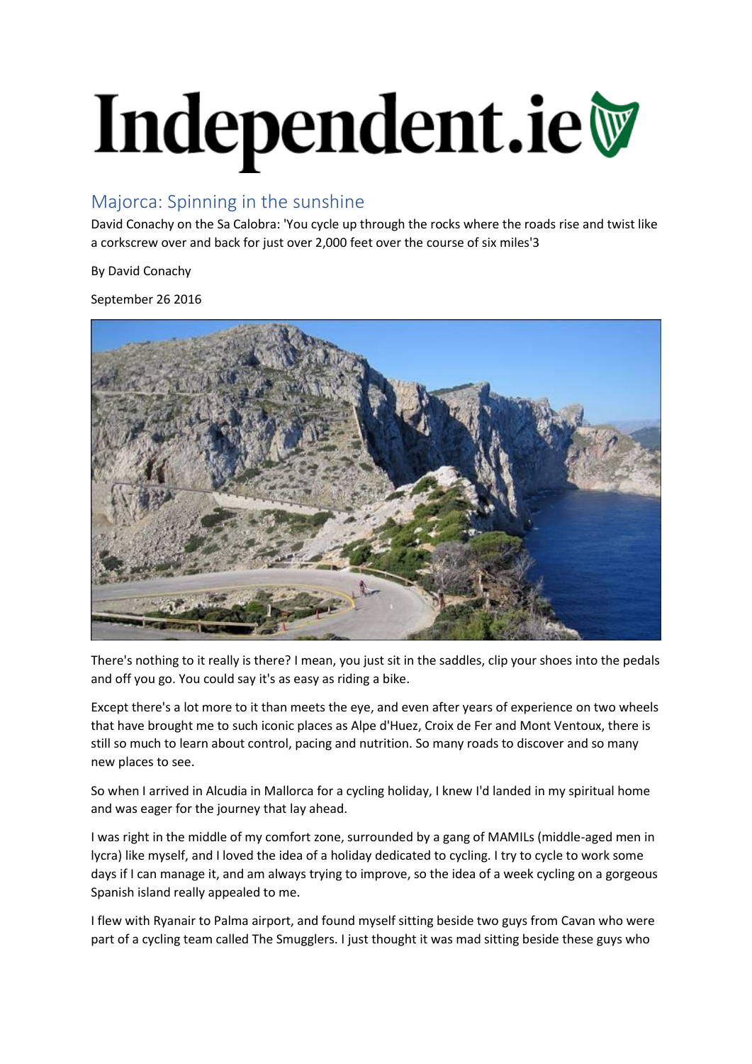# Independent.ie

## Majorca: Spinning in the sunshine

David Conachy on the Sa Calobra: 'You cycle up through the rocks where the roads rise and twist like a corkscrew over and back for just over 2,000 feet over the course of six miles'3

By David Conachy

September 26 2016

There's nothing to it really is there? I mean, you just sit in the saddles, clip your shoes into the pedals and off you go. You could say it's as easy as riding a bike.

Except there's a lot more to it than meets the eye, and even after years of experience on two wheels that have brought me to such iconic places as Alpe d'Huez, Croix de Fer and Mont Ventoux, there is still so much to learn about control, pacing and nutrition. So many roads to discover and so many new places to see.

So when I arrived in Alcudia in Mallorca for a cycling holiday, I knew I'd landed in my spiritual home and was eager for the journey that lay ahead.

I was right in the middle of my comfort zone, surrounded by a gang of MAMILs (middle-aged men in lycra) like myself, and I loved the idea of a holiday dedicated to cycling. I try to cycle to work some days if I can manage it, and am always trying to improve, so the idea of a week cycling on a gorgeous Spanish island really appealed to me.

I flew with Ryanair to Palma airport, and found myself sitting beside two guys from Cavan who were part of a cycling team called The Smugglers. I just thought it was mad sitting beside these guys who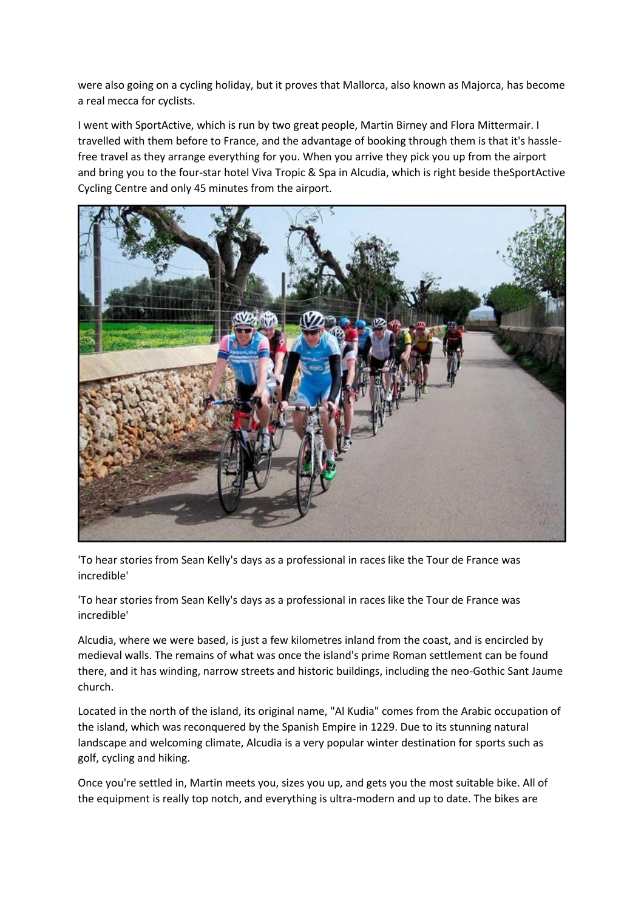were also going on a cycling holiday, but it proves that Mallorca, also known as Majorca, has become a real mecca for cyclists.

I went with SportActive, which is run by two great people, Martin Birney and Flora Mittermair. I travelled with them before to France, and the advantage of booking through them is that it's hassle-free travel as they arrange everything for you. When you arrive they pick you up from the airport and bring you to the four-star hotel Viva Tropic & Spa in Alcudia, which is right beside theSportActive Cycling Centre and only 45 minutes from the airport.

'To hear stories from Sean Kelly's days as a professional in races like the Tour de France was incredible'

'To hear stories from Sean Kelly's days as a professional in races like the Tour de France was incredible'

Alcudia, where we were based, is just a few kilometres inland from the coast, and is encircled by medieval walls. The remains of what was once the island's prime Roman settlement can be found there, and it has winding, narrow streets and historic buildings, including the neo-Gothic Sant Jaume church.

Located in the north of the island, its original name, "Al Kudia" comes from the Arabic occupation of the island, which was reconquered by the Spanish Empire in 1229. Due to its stunning natural landscape and welcoming climate, Alcudia is a very popular winter destination for sports such as golf, cycling and hiking.

Once you're settled in, Martin meets you, sizes you up, and gets you the most suitable bike. All of the equipment is really top notch, and everything is ultra-modern and up to date. The bikes are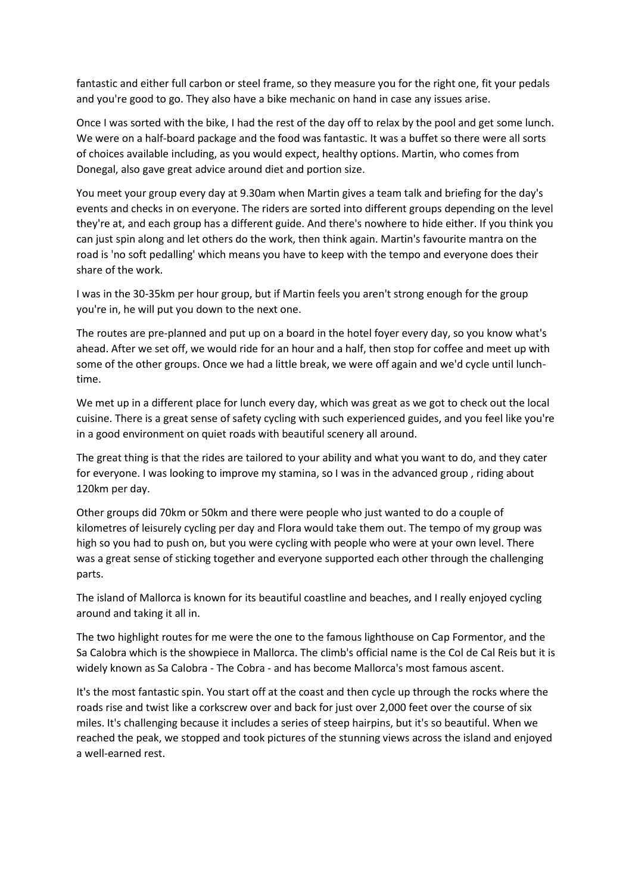fantastic and either full carbon or steel frame, so they measure you for the right one, fit your pedals and you're good to go. They also have a bike mechanic on hand in case any issues arise.

Once I was sorted with the bike, I had the rest of the day off to relax by the pool and get some lunch. We were on a half-board package and the food was fantastic. It was a buffet so there were all sorts of choices available including, as you would expect, healthy options. Martin, who comes from Donegal, also gave great advice around diet and portion size.

You meet your group every day at 9.30am when Martin gives a team talk and briefing for the day's events and checks in on everyone. The riders are sorted into different groups depending on the level they're at, and each group has a different guide. And there's nowhere to hide either. If you think you can just spin along and let others do the work, then think again. Martin's favourite mantra on the road is 'no soft pedalling' which means you have to keep with the tempo and everyone does their share of the work.

I was in the 30-35km per hour group, but if Martin feels you aren't strong enough for the group you're in, he will put you down to the next one.

The routes are pre-planned and put up on a board in the hotel foyer every day, so you know what's ahead. After we set off, we would ride for an hour and a half, then stop for coffee and meet up with some of the other groups. Once we had a little break, we were off again and we'd cycle until lunch-time.

We met up in a different place for lunch every day, which was great as we got to check out the local cuisine. There is a great sense of safety cycling with such experienced guides, and you feel like you're in a good environment on quiet roads with beautiful scenery all around.

The great thing is that the rides are tailored to your ability and what you want to do, and they cater for everyone. I was looking to improve my stamina, so I was in the advanced group , riding about 120km per day.

Other groups did 70km or 50km and there were people who just wanted to do a couple of kilometres of leisurely cycling per day and Flora would take them out. The tempo of my group was high so you had to push on, but you were cycling with people who were at your own level. There was a great sense of sticking together and everyone supported each other through the challenging parts.

The island of Mallorca is known for its beautiful coastline and beaches, and I really enjoyed cycling around and taking it all in.

The two highlight routes for me were the one to the famous lighthouse on Cap Formentor, and the Sa Calobra which is the showpiece in Mallorca. The climb's official name is the Col de Cal Reis but it is widely known as Sa Calobra - The Cobra - and has become Mallorca's most famous ascent.

It's the most fantastic spin. You start off at the coast and then cycle up through the rocks where the roads rise and twist like a corkscrew over and back for just over 2,000 feet over the course of six miles. It's challenging because it includes a series of steep hairpins, but it's so beautiful. When we reached the peak, we stopped and took pictures of the stunning views across the island and enjoyed a well-earned rest.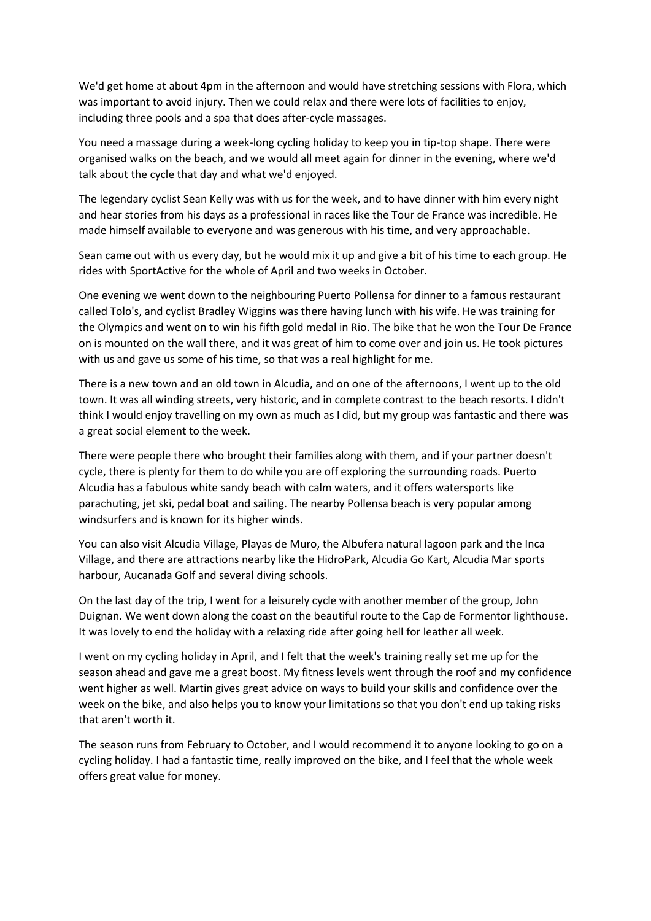We'd get home at about 4pm in the afternoon and would have stretching sessions with Flora, which was important to avoid injury. Then we could relax and there were lots of facilities to enjoy, including three pools and a spa that does after-cycle massages.

You need a massage during a week-long cycling holiday to keep you in tip-top shape. There were organised walks on the beach, and we would all meet again for dinner in the evening, where we'd talk about the cycle that day and what we'd enjoyed.

The legendary cyclist Sean Kelly was with us for the week, and to have dinner with him every night and hear stories from his days as a professional in races like the Tour de France was incredible. He made himself available to everyone and was generous with his time, and very approachable.

Sean came out with us every day, but he would mix it up and give a bit of his time to each group. He rides with SportActive for the whole of April and two weeks in October.

One evening we went down to the neighbouring Puerto Pollensa for dinner to a famous restaurant called Tolo's, and cyclist Bradley Wiggins was there having lunch with his wife. He was training for the Olympics and went on to win his fifth gold medal in Rio. The bike that he won the Tour De France on is mounted on the wall there, and it was great of him to come over and join us. He took pictures with us and gave us some of his time, so that was a real highlight for me.

There is a new town and an old town in Alcudia, and on one of the afternoons, I went up to the old town. It was all winding streets, very historic, and in complete contrast to the beach resorts. I didn't think I would enjoy travelling on my own as much as I did, but my group was fantastic and there was a great social element to the week.

There were people there who brought their families along with them, and if your partner doesn't cycle, there is plenty for them to do while you are off exploring the surrounding roads. Puerto Alcudia has a fabulous white sandy beach with calm waters, and it offers watersports like parachuting, jet ski, pedal boat and sailing. The nearby Pollensa beach is very popular among windsurfers and is known for its higher winds.

You can also visit Alcudia Village, Playas de Muro, the Albufera natural lagoon park and the Inca Village, and there are attractions nearby like the HidroPark, Alcudia Go Kart, Alcudia Mar sports harbour, Aucanada Golf and several diving schools.

On the last day of the trip, I went for a leisurely cycle with another member of the group, John Duignan. We went down along the coast on the beautiful route to the Cap de Formentor lighthouse. It was lovely to end the holiday with a relaxing ride after going hell for leather all week.

I went on my cycling holiday in April, and I felt that the week's training really set me up for the season ahead and gave me a great boost. My fitness levels went through the roof and my confidence went higher as well. Martin gives great advice on ways to build your skills and confidence over the week on the bike, and also helps you to know your limitations so that you don't end up taking risks that aren't worth it.

The season runs from February to October, and I would recommend it to anyone looking to go on a cycling holiday. I had a fantastic time, really improved on the bike, and I feel that the whole week offers great value for money.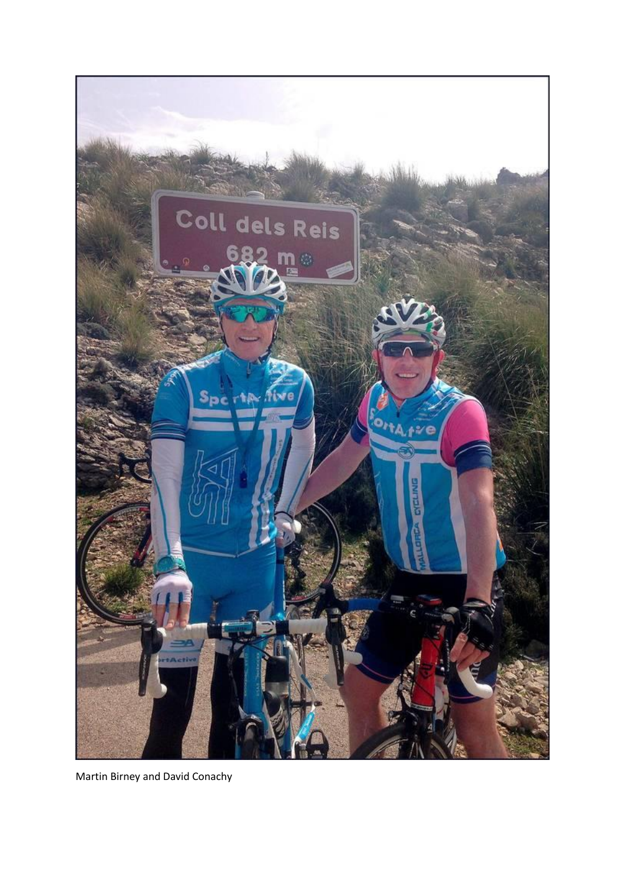Martin Birney and David Conachy